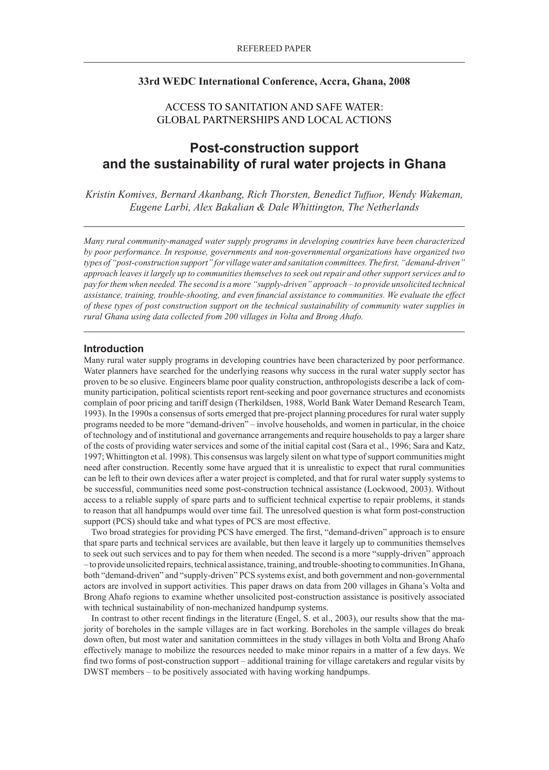REFEREED PAPER

**33rd WEDC International Conference, Accra, Ghana, 2008**

ACCESS TO SANITATION AND SAFE WATER:
GLOBAL PARTNERSHIPS AND LOCAL ACTIONS

# Post-construction support and the sustainability of rural water projects in Ghana

*Kristin Komives, Bernard Akanbang, Rich Thorsten, Benedict Tuffuor, Wendy Wakeman, Eugene Larbi, Alex Bakalian & Dale Whittington, The Netherlands*

*Many rural community-managed water supply programs in developing countries have been characterized by poor performance. In response, governments and non-governmental organizations have organized two types of "post-construction support" for village water and sanitation committees. The first, "demand-driven" approach leaves it largely up to communities themselves to seek out repair and other support services and to pay for them when needed. The second is a more "supply-driven" approach – to provide unsolicited technical assistance, training, trouble-shooting, and even financial assistance to communities. We evaluate the effect of these types of post construction support on the technical sustainability of community water supplies in rural Ghana using data collected from 200 villages in Volta and Brong Ahafo.*

## Introduction

Many rural water supply programs in developing countries have been characterized by poor performance. Water planners have searched for the underlying reasons why success in the rural water supply sector has proven to be so elusive. Engineers blame poor quality construction, anthropologists describe a lack of community participation, political scientists report rent-seeking and poor governance structures and economists complain of poor pricing and tariff design (Therkildsen, 1988, World Bank Water Demand Research Team, 1993). In the 1990s a consensus of sorts emerged that pre-project planning procedures for rural water supply programs needed to be more "demand-driven" – involve households, and women in particular, in the choice of technology and of institutional and governance arrangements and require households to pay a larger share of the costs of providing water services and some of the initial capital cost (Sara et al., 1996; Sara and Katz, 1997; Whittington et al. 1998). This consensus was largely silent on what type of support communities might need after construction. Recently some have argued that it is unrealistic to expect that rural communities can be left to their own devices after a water project is completed, and that for rural water supply systems to be successful, communities need some post-construction technical assistance (Lockwood, 2003). Without access to a reliable supply of spare parts and to sufficient technical expertise to repair problems, it stands to reason that all handpumps would over time fail. The unresolved question is what form post-construction support (PCS) should take and what types of PCS are most effective.

Two broad strategies for providing PCS have emerged. The first, "demand-driven" approach is to ensure that spare parts and technical services are available, but then leave it largely up to communities themselves to seek out such services and to pay for them when needed. The second is a more "supply-driven" approach – to provide unsolicited repairs, technical assistance, training, and trouble-shooting to communities. In Ghana, both "demand-driven" and "supply-driven" PCS systems exist, and both government and non-governmental actors are involved in support activities. This paper draws on data from 200 villages in Ghana's Volta and Brong Ahafo regions to examine whether unsolicited post-construction assistance is positively associated with technical sustainability of non-mechanized handpump systems.

In contrast to other recent findings in the literature (Engel, S. et al., 2003), our results show that the majority of boreholes in the sample villages are in fact working. Boreholes in the sample villages do break down often, but most water and sanitation committees in the study villages in both Volta and Brong Ahafo effectively manage to mobilize the resources needed to make minor repairs in a matter of a few days. We find two forms of post-construction support – additional training for village caretakers and regular visits by DWST members – to be positively associated with having working handpumps.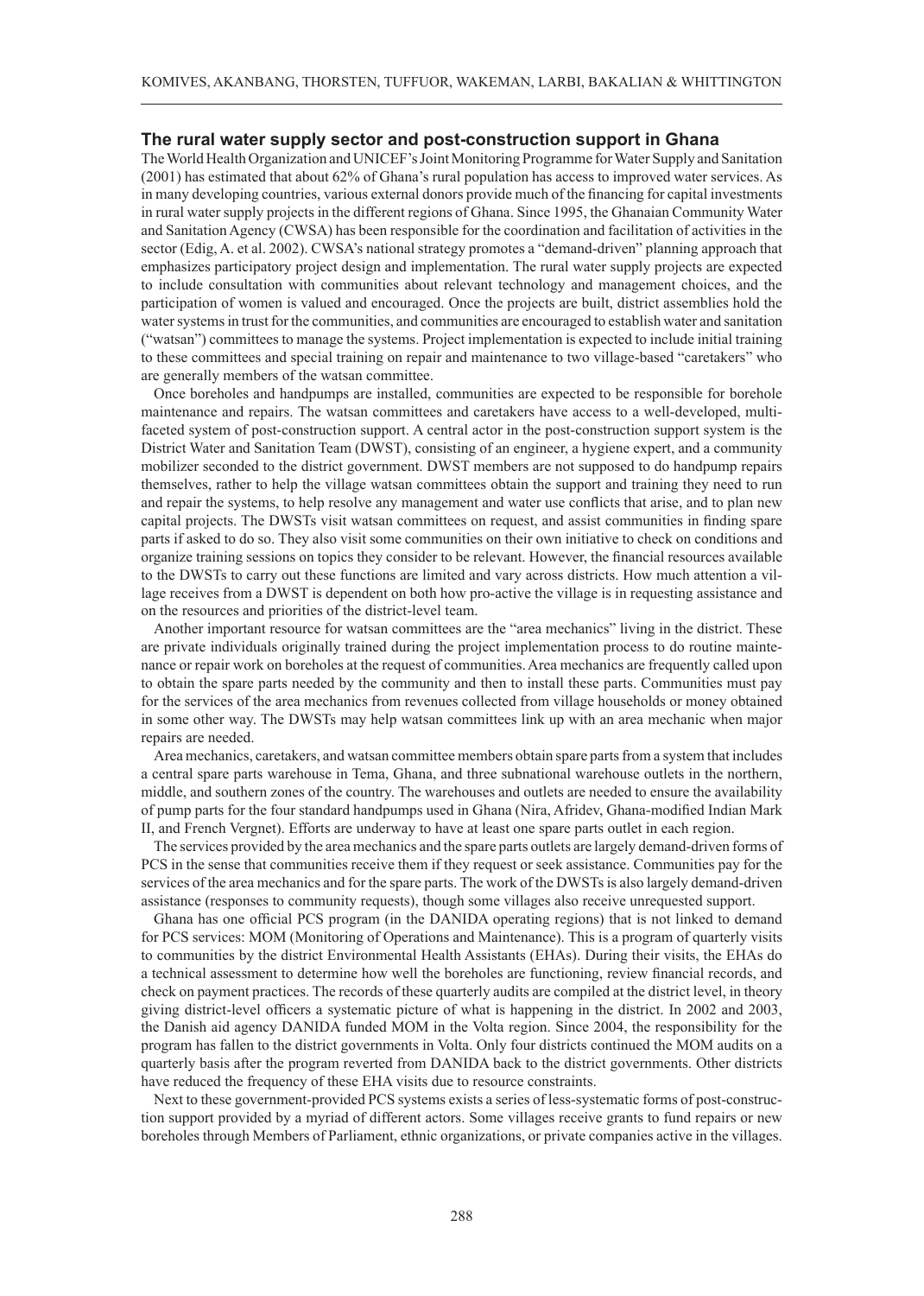### The rural water supply sector and post-construction support in Ghana

The World Health Organization and UNICEF's Joint Monitoring Programme for Water Supply and Sanitation (2001) has estimated that about 62% of Ghana's rural population has access to improved water services. As in many developing countries, various external donors provide much of the financing for capital investments in rural water supply projects in the different regions of Ghana. Since 1995, the Ghanaian Community Water and Sanitation Agency (CWSA) has been responsible for the coordination and facilitation of activities in the sector (Edig, A. et al. 2002). CWSA's national strategy promotes a "demand-driven" planning approach that emphasizes participatory project design and implementation. The rural water supply projects are expected to include consultation with communities about relevant technology and management choices, and the participation of women is valued and encouraged. Once the projects are built, district assemblies hold the water systems in trust for the communities, and communities are encouraged to establish water and sanitation ("watsan") committees to manage the systems. Project implementation is expected to include initial training to these committees and special training on repair and maintenance to two village-based "caretakers" who are generally members of the watsan committee.

Once boreholes and handpumps are installed, communities are expected to be responsible for borehole maintenance and repairs. The watsan committees and caretakers have access to a well-developed, multi-faceted system of post-construction support. A central actor in the post-construction support system is the District Water and Sanitation Team (DWST), consisting of an engineer, a hygiene expert, and a community mobilizer seconded to the district government. DWST members are not supposed to do handpump repairs themselves, rather to help the village watsan committees obtain the support and training they need to run and repair the systems, to help resolve any management and water use conflicts that arise, and to plan new capital projects. The DWSTs visit watsan committees on request, and assist communities in finding spare parts if asked to do so. They also visit some communities on their own initiative to check on conditions and organize training sessions on topics they consider to be relevant. However, the financial resources available to the DWSTs to carry out these functions are limited and vary across districts. How much attention a village receives from a DWST is dependent on both how pro-active the village is in requesting assistance and on the resources and priorities of the district-level team.

Another important resource for watsan committees are the "area mechanics" living in the district. These are private individuals originally trained during the project implementation process to do routine maintenance or repair work on boreholes at the request of communities. Area mechanics are frequently called upon to obtain the spare parts needed by the community and then to install these parts. Communities must pay for the services of the area mechanics from revenues collected from village households or money obtained in some other way. The DWSTs may help watsan committees link up with an area mechanic when major repairs are needed.

Area mechanics, caretakers, and watsan committee members obtain spare parts from a system that includes a central spare parts warehouse in Tema, Ghana, and three subnational warehouse outlets in the northern, middle, and southern zones of the country. The warehouses and outlets are needed to ensure the availability of pump parts for the four standard handpumps used in Ghana (Nira, Afridev, Ghana-modified Indian Mark II, and French Vergnet). Efforts are underway to have at least one spare parts outlet in each region.

The services provided by the area mechanics and the spare parts outlets are largely demand-driven forms of PCS in the sense that communities receive them if they request or seek assistance. Communities pay for the services of the area mechanics and for the spare parts. The work of the DWSTs is also largely demand-driven assistance (responses to community requests), though some villages also receive unrequested support.

Ghana has one official PCS program (in the DANIDA operating regions) that is not linked to demand for PCS services: MOM (Monitoring of Operations and Maintenance). This is a program of quarterly visits to communities by the district Environmental Health Assistants (EHAs). During their visits, the EHAs do a technical assessment to determine how well the boreholes are functioning, review financial records, and check on payment practices. The records of these quarterly audits are compiled at the district level, in theory giving district-level officers a systematic picture of what is happening in the district. In 2002 and 2003, the Danish aid agency DANIDA funded MOM in the Volta region. Since 2004, the responsibility for the program has fallen to the district governments in Volta. Only four districts continued the MOM audits on a quarterly basis after the program reverted from DANIDA back to the district governments. Other districts have reduced the frequency of these EHA visits due to resource constraints.

Next to these government-provided PCS systems exists a series of less-systematic forms of post-construction support provided by a myriad of different actors. Some villages receive grants to fund repairs or new boreholes through Members of Parliament, ethnic organizations, or private companies active in the villages.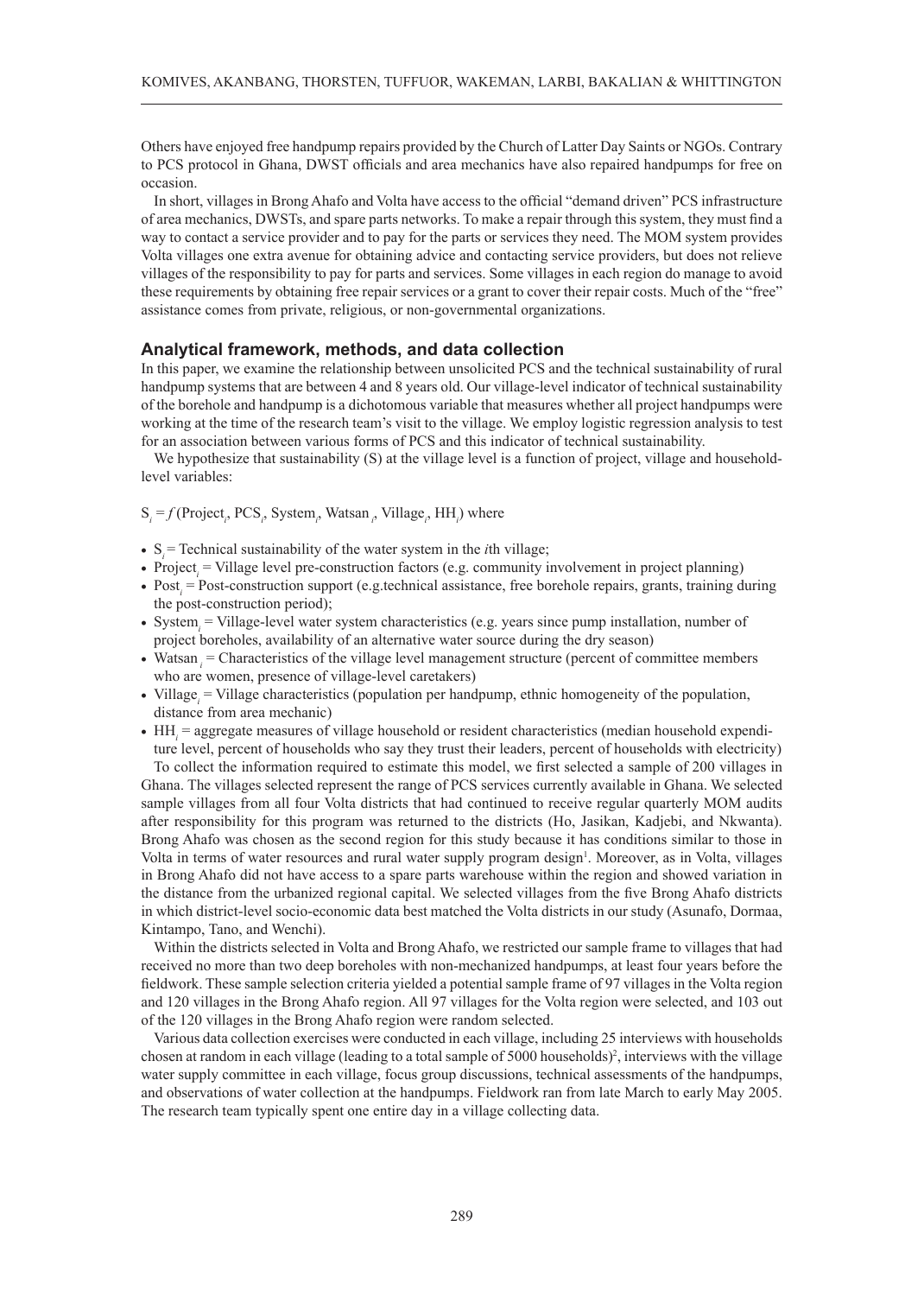Others have enjoyed free handpump repairs provided by the Church of Latter Day Saints or NGOs. Contrary to PCS protocol in Ghana, DWST officials and area mechanics have also repaired handpumps for free on occasion.

In short, villages in Brong Ahafo and Volta have access to the official "demand driven" PCS infrastructure of area mechanics, DWSTs, and spare parts networks. To make a repair through this system, they must find a way to contact a service provider and to pay for the parts or services they need. The MOM system provides Volta villages one extra avenue for obtaining advice and contacting service providers, but does not relieve villages of the responsibility to pay for parts and services. Some villages in each region do manage to avoid these requirements by obtaining free repair services or a grant to cover their repair costs. Much of the "free" assistance comes from private, religious, or non-governmental organizations.

## Analytical framework, methods, and data collection

In this paper, we examine the relationship between unsolicited PCS and the technical sustainability of rural handpump systems that are between 4 and 8 years old. Our village-level indicator of technical sustainability of the borehole and handpump is a dichotomous variable that measures whether all project handpumps were working at the time of the research team's visit to the village. We employ logistic regression analysis to test for an association between various forms of PCS and this indicator of technical sustainability.

We hypothesize that sustainability (S) at the village level is a function of project, village and household-level variables:

$S_i = f\,(\text{Project}_i, \text{PCS}_i, \text{System}_i, \text{Watsan}_i, \text{Village}_i, \text{HH}_i)$ where

- $S_i$ = Technical sustainability of the water system in the *i*th village;
- $\text{Project}_i$ = Village level pre-construction factors (e.g. community involvement in project planning)
- $\text{Post}_i$ = Post-construction support (e.g.technical assistance, free borehole repairs, grants, training during the post-construction period);
- $\text{System}_i$ = Village-level water system characteristics (e.g. years since pump installation, number of project boreholes, availability of an alternative water source during the dry season)
- $\text{Watsan}_i$ = Characteristics of the village level management structure (percent of committee members who are women, presence of village-level caretakers)
- $\text{Village}_i$ = Village characteristics (population per handpump, ethnic homogeneity of the population, distance from area mechanic)
- $\text{HH}_i$ = aggregate measures of village household or resident characteristics (median household expenditure level, percent of households who say they trust their leaders, percent of households with electricity)

To collect the information required to estimate this model, we first selected a sample of 200 villages in Ghana. The villages selected represent the range of PCS services currently available in Ghana. We selected sample villages from all four Volta districts that had continued to receive regular quarterly MOM audits after responsibility for this program was returned to the districts (Ho, Jasikan, Kadjebi, and Nkwanta). Brong Ahafo was chosen as the second region for this study because it has conditions similar to those in Volta in terms of water resources and rural water supply program design[1]. Moreover, as in Volta, villages in Brong Ahafo did not have access to a spare parts warehouse within the region and showed variation in the distance from the urbanized regional capital. We selected villages from the five Brong Ahafo districts in which district-level socio-economic data best matched the Volta districts in our study (Asunafo, Dormaa, Kintampo, Tano, and Wenchi).

Within the districts selected in Volta and Brong Ahafo, we restricted our sample frame to villages that had received no more than two deep boreholes with non-mechanized handpumps, at least four years before the fieldwork. These sample selection criteria yielded a potential sample frame of 97 villages in the Volta region and 120 villages in the Brong Ahafo region. All 97 villages for the Volta region were selected, and 103 out of the 120 villages in the Brong Ahafo region were random selected.

Various data collection exercises were conducted in each village, including 25 interviews with households chosen at random in each village (leading to a total sample of 5000 households)[2], interviews with the village water supply committee in each village, focus group discussions, technical assessments of the handpumps, and observations of water collection at the handpumps. Fieldwork ran from late March to early May 2005. The research team typically spent one entire day in a village collecting data.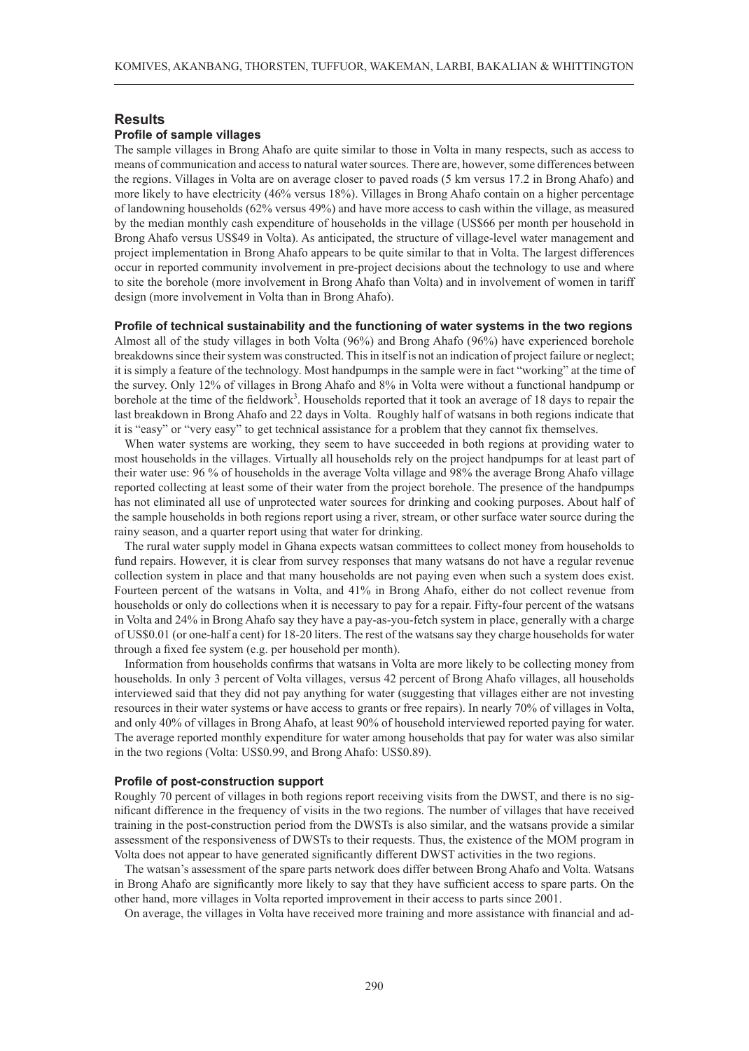## Results

### Profile of sample villages

The sample villages in Brong Ahafo are quite similar to those in Volta in many respects, such as access to means of communication and access to natural water sources. There are, however, some differences between the regions. Villages in Volta are on average closer to paved roads (5 km versus 17.2 in Brong Ahafo) and more likely to have electricity (46% versus 18%). Villages in Brong Ahafo contain on a higher percentage of landowning households (62% versus 49%) and have more access to cash within the village, as measured by the median monthly cash expenditure of households in the village (US$66 per month per household in Brong Ahafo versus US$49 in Volta). As anticipated, the structure of village-level water management and project implementation in Brong Ahafo appears to be quite similar to that in Volta. The largest differences occur in reported community involvement in pre-project decisions about the technology to use and where to site the borehole (more involvement in Brong Ahafo than Volta) and in involvement of women in tariff design (more involvement in Volta than in Brong Ahafo).

### Profile of technical sustainability and the functioning of water systems in the two regions

Almost all of the study villages in both Volta (96%) and Brong Ahafo (96%) have experienced borehole breakdowns since their system was constructed. This in itself is not an indication of project failure or neglect; it is simply a feature of the technology. Most handpumps in the sample were in fact "working" at the time of the survey. Only 12% of villages in Brong Ahafo and 8% in Volta were without a functional handpump or borehole at the time of the fieldwork[3]. Households reported that it took an average of 18 days to repair the last breakdown in Brong Ahafo and 22 days in Volta. Roughly half of watsans in both regions indicate that it is "easy" or "very easy" to get technical assistance for a problem that they cannot fix themselves.

When water systems are working, they seem to have succeeded in both regions at providing water to most households in the villages. Virtually all households rely on the project handpumps for at least part of their water use: 96 % of households in the average Volta village and 98% the average Brong Ahafo village reported collecting at least some of their water from the project borehole. The presence of the handpumps has not eliminated all use of unprotected water sources for drinking and cooking purposes. About half of the sample households in both regions report using a river, stream, or other surface water source during the rainy season, and a quarter report using that water for drinking.

The rural water supply model in Ghana expects watsan committees to collect money from households to fund repairs. However, it is clear from survey responses that many watsans do not have a regular revenue collection system in place and that many households are not paying even when such a system does exist. Fourteen percent of the watsans in Volta, and 41% in Brong Ahafo, either do not collect revenue from households or only do collections when it is necessary to pay for a repair. Fifty-four percent of the watsans in Volta and 24% in Brong Ahafo say they have a pay-as-you-fetch system in place, generally with a charge of US$0.01 (or one-half a cent) for 18-20 liters. The rest of the watsans say they charge households for water through a fixed fee system (e.g. per household per month).

Information from households confirms that watsans in Volta are more likely to be collecting money from households. In only 3 percent of Volta villages, versus 42 percent of Brong Ahafo villages, all households interviewed said that they did not pay anything for water (suggesting that villages either are not investing resources in their water systems or have access to grants or free repairs). In nearly 70% of villages in Volta, and only 40% of villages in Brong Ahafo, at least 90% of household interviewed reported paying for water. The average reported monthly expenditure for water among households that pay for water was also similar in the two regions (Volta: US$0.99, and Brong Ahafo: US$0.89).

### Profile of post-construction support

Roughly 70 percent of villages in both regions report receiving visits from the DWST, and there is no significant difference in the frequency of visits in the two regions. The number of villages that have received training in the post-construction period from the DWSTs is also similar, and the watsans provide a similar assessment of the responsiveness of DWSTs to their requests. Thus, the existence of the MOM program in Volta does not appear to have generated significantly different DWST activities in the two regions.

The watsan's assessment of the spare parts network does differ between Brong Ahafo and Volta. Watsans in Brong Ahafo are significantly more likely to say that they have sufficient access to spare parts. On the other hand, more villages in Volta reported improvement in their access to parts since 2001.

On average, the villages in Volta have received more training and more assistance with financial and ad-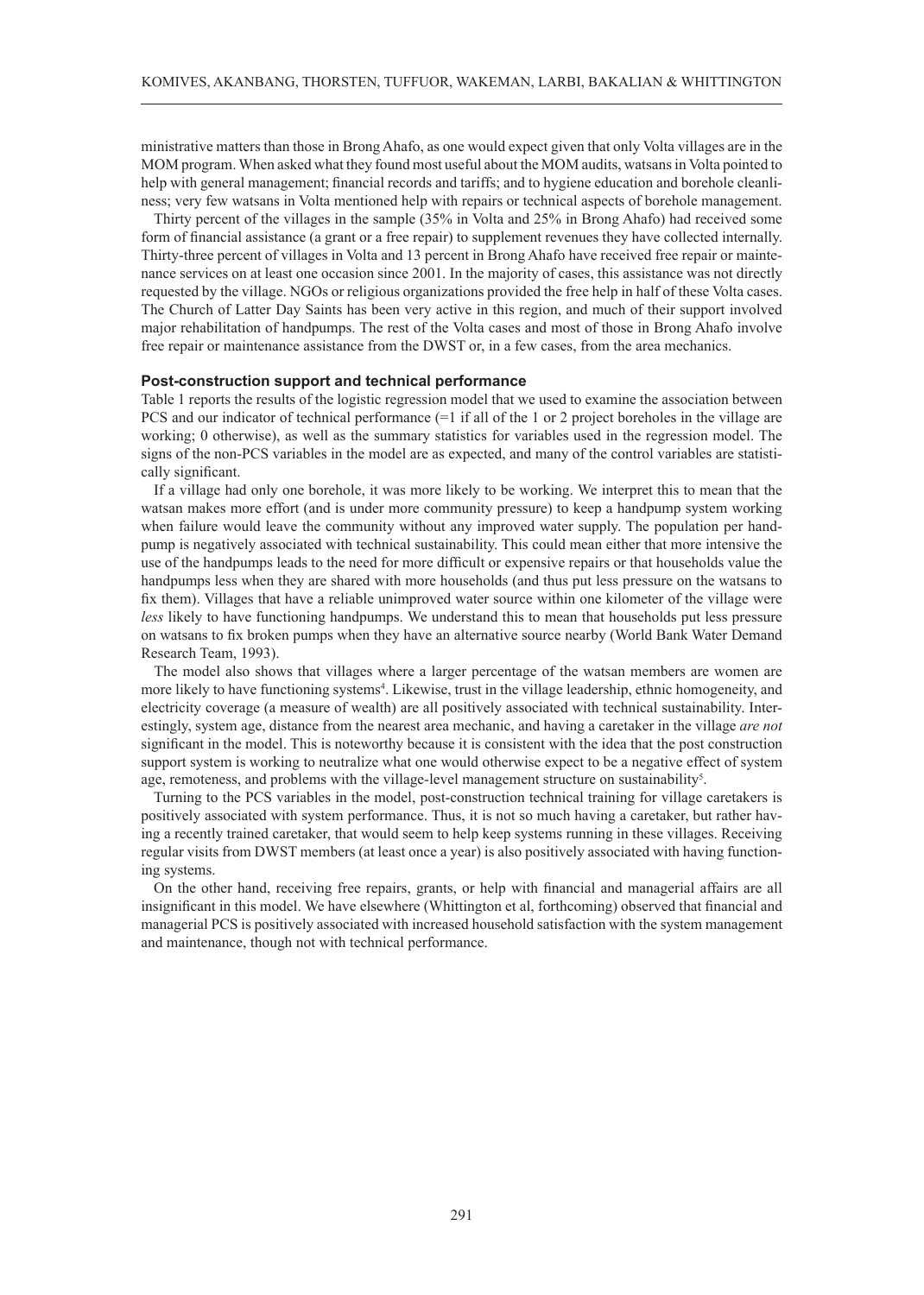ministrative matters than those in Brong Ahafo, as one would expect given that only Volta villages are in the MOM program. When asked what they found most useful about the MOM audits, watsans in Volta pointed to help with general management; financial records and tariffs; and to hygiene education and borehole cleanliness; very few watsans in Volta mentioned help with repairs or technical aspects of borehole management.

Thirty percent of the villages in the sample (35% in Volta and 25% in Brong Ahafo) had received some form of financial assistance (a grant or a free repair) to supplement revenues they have collected internally. Thirty-three percent of villages in Volta and 13 percent in Brong Ahafo have received free repair or maintenance services on at least one occasion since 2001. In the majority of cases, this assistance was not directly requested by the village. NGOs or religious organizations provided the free help in half of these Volta cases. The Church of Latter Day Saints has been very active in this region, and much of their support involved major rehabilitation of handpumps. The rest of the Volta cases and most of those in Brong Ahafo involve free repair or maintenance assistance from the DWST or, in a few cases, from the area mechanics.

### Post-construction support and technical performance

Table 1 reports the results of the logistic regression model that we used to examine the association between PCS and our indicator of technical performance (=1 if all of the 1 or 2 project boreholes in the village are working; 0 otherwise), as well as the summary statistics for variables used in the regression model. The signs of the non-PCS variables in the model are as expected, and many of the control variables are statistically significant.

If a village had only one borehole, it was more likely to be working. We interpret this to mean that the watsan makes more effort (and is under more community pressure) to keep a handpump system working when failure would leave the community without any improved water supply. The population per handpump is negatively associated with technical sustainability. This could mean either that more intensive the use of the handpumps leads to the need for more difficult or expensive repairs or that households value the handpumps less when they are shared with more households (and thus put less pressure on the watsans to fix them). Villages that have a reliable unimproved water source within one kilometer of the village were *less* likely to have functioning handpumps. We understand this to mean that households put less pressure on watsans to fix broken pumps when they have an alternative source nearby (World Bank Water Demand Research Team, 1993).

The model also shows that villages where a larger percentage of the watsan members are women are more likely to have functioning systems[4]. Likewise, trust in the village leadership, ethnic homogeneity, and electricity coverage (a measure of wealth) are all positively associated with technical sustainability. Interestingly, system age, distance from the nearest area mechanic, and having a caretaker in the village *are not* significant in the model. This is noteworthy because it is consistent with the idea that the post construction support system is working to neutralize what one would otherwise expect to be a negative effect of system age, remoteness, and problems with the village-level management structure on sustainability[5].

Turning to the PCS variables in the model, post-construction technical training for village caretakers is positively associated with system performance. Thus, it is not so much having a caretaker, but rather having a recently trained caretaker, that would seem to help keep systems running in these villages. Receiving regular visits from DWST members (at least once a year) is also positively associated with having functioning systems.

On the other hand, receiving free repairs, grants, or help with financial and managerial affairs are all insignificant in this model. We have elsewhere (Whittington et al, forthcoming) observed that financial and managerial PCS is positively associated with increased household satisfaction with the system management and maintenance, though not with technical performance.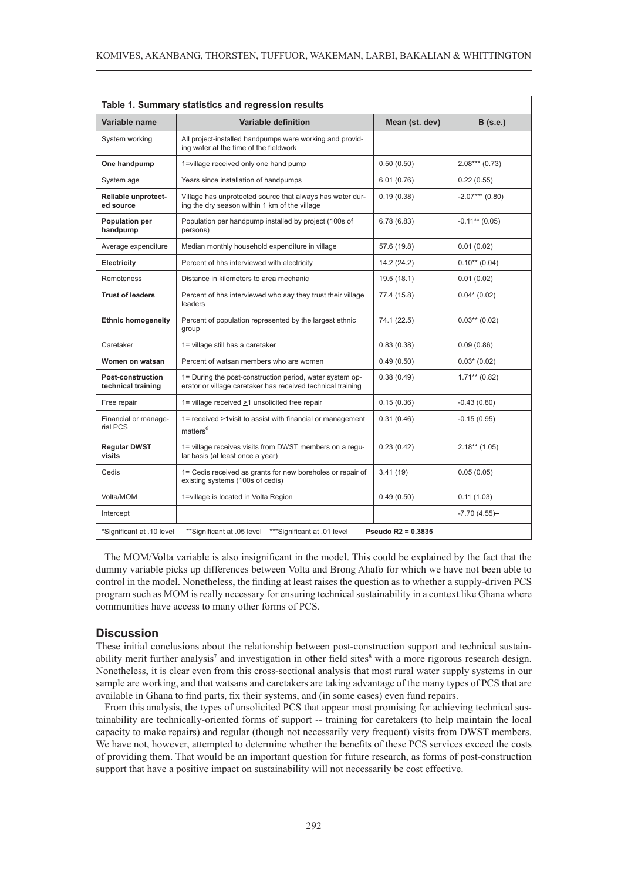**Table 1. Summary statistics and regression results**

| Variable name | Variable definition | Mean (st. dev) | B (s.e.) |
|---|---|---|---|
| System working | All project-installed handpumps were working and providing water at the time of the fieldwork | | |
| **One handpump** | 1=village received only one hand pump | 0.50 (0.50) | 2.08*** (0.73) |
| System age | Years since installation of handpumps | 6.01 (0.76) | 0.22 (0.55) |
| **Reliable unprotected source** | Village has unprotected source that always has water during the dry season within 1 km of the village | 0.19 (0.38) | -2.07*** (0.80) |
| **Population per handpump** | Population per handpump installed by project (100s of persons) | 6.78 (6.83) | -0.11** (0.05) |
| Average expenditure | Median monthly household expenditure in village | 57.6 (19.8) | 0.01 (0.02) |
| **Electricity** | Percent of hhs interviewed with electricity | 14.2 (24.2) | 0.10** (0.04) |
| Remoteness | Distance in kilometers to area mechanic | 19.5 (18.1) | 0.01 (0.02) |
| **Trust of leaders** | Percent of hhs interviewed who say they trust their village leaders | 77.4 (15.8) | 0.04* (0.02) |
| **Ethnic homogeneity** | Percent of population represented by the largest ethnic group | 74.1 (22.5) | 0.03** (0.02) |
| Caretaker | 1= village still has a caretaker | 0.83 (0.38) | 0.09 (0.86) |
| **Women on watsan** | Percent of watsan members who are women | 0.49 (0.50) | 0.03* (0.02) |
| **Post-construction technical training** | 1= During the post-construction period, water system operator or village caretaker has received technical training | 0.38 (0.49) | 1.71** (0.82) |
| Free repair | 1= village received ≥1 unsolicited free repair | 0.15 (0.36) | -0.43 (0.80) |
| Financial or managerial PCS | 1= received ≥1visit to assist with financial or management matters[6] | 0.31 (0.46) | -0.15 (0.95) |
| **Regular DWST visits** | 1= village receives visits from DWST members on a regular basis (at least once a year) | 0.23 (0.42) | 2.18** (1.05) |
| Cedis | 1= Cedis received as grants for new boreholes or repair of existing systems (100s of cedis) | 3.41 (19) | 0.05 (0.05) |
| Volta/MOM | 1=village is located in Volta Region | 0.49 (0.50) | 0.11 (1.03) |
| Intercept | | | -7.70 (4.55)– |

*Significant at .10 level– – **Significant at .05 level– ***Significant at .01 level– – – **Pseudo R2 = 0.3835**

The MOM/Volta variable is also insignificant in the model. This could be explained by the fact that the dummy variable picks up differences between Volta and Brong Ahafo for which we have not been able to control in the model. Nonetheless, the finding at least raises the question as to whether a supply-driven PCS program such as MOM is really necessary for ensuring technical sustainability in a context like Ghana where communities have access to many other forms of PCS.

## Discussion

These initial conclusions about the relationship between post-construction support and technical sustainability merit further analysis[7] and investigation in other field sites[8] with a more rigorous research design. Nonetheless, it is clear even from this cross-sectional analysis that most rural water supply systems in our sample are working, and that watsans and caretakers are taking advantage of the many types of PCS that are available in Ghana to find parts, fix their systems, and (in some cases) even fund repairs.

From this analysis, the types of unsolicited PCS that appear most promising for achieving technical sustainability are technically-oriented forms of support -- training for caretakers (to help maintain the local capacity to make repairs) and regular (though not necessarily very frequent) visits from DWST members. We have not, however, attempted to determine whether the benefits of these PCS services exceed the costs of providing them. That would be an important question for future research, as forms of post-construction support that have a positive impact on sustainability will not necessarily be cost effective.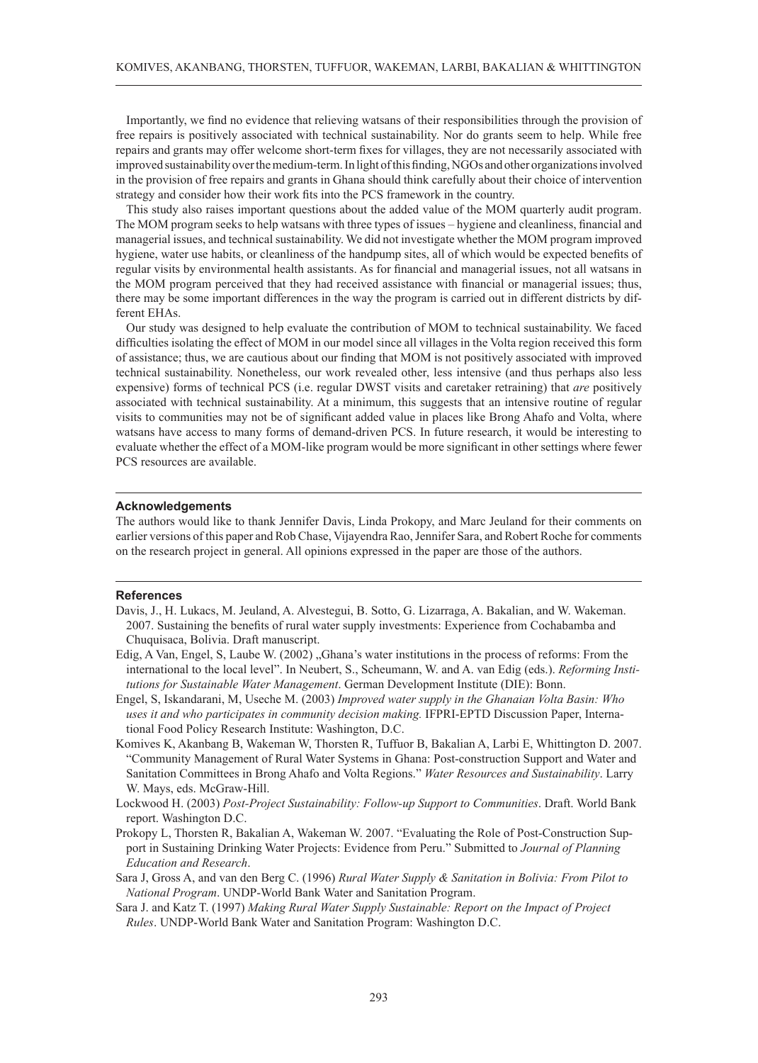Importantly, we find no evidence that relieving watsans of their responsibilities through the provision of free repairs is positively associated with technical sustainability. Nor do grants seem to help. While free repairs and grants may offer welcome short-term fixes for villages, they are not necessarily associated with improved sustainability over the medium-term. In light of this finding, NGOs and other organizations involved in the provision of free repairs and grants in Ghana should think carefully about their choice of intervention strategy and consider how their work fits into the PCS framework in the country.

This study also raises important questions about the added value of the MOM quarterly audit program. The MOM program seeks to help watsans with three types of issues – hygiene and cleanliness, financial and managerial issues, and technical sustainability. We did not investigate whether the MOM program improved hygiene, water use habits, or cleanliness of the handpump sites, all of which would be expected benefits of regular visits by environmental health assistants. As for financial and managerial issues, not all watsans in the MOM program perceived that they had received assistance with financial or managerial issues; thus, there may be some important differences in the way the program is carried out in different districts by different EHAs.

Our study was designed to help evaluate the contribution of MOM to technical sustainability. We faced difficulties isolating the effect of MOM in our model since all villages in the Volta region received this form of assistance; thus, we are cautious about our finding that MOM is not positively associated with improved technical sustainability. Nonetheless, our work revealed other, less intensive (and thus perhaps also less expensive) forms of technical PCS (i.e. regular DWST visits and caretaker retraining) that *are* positively associated with technical sustainability. At a minimum, this suggests that an intensive routine of regular visits to communities may not be of significant added value in places like Brong Ahafo and Volta, where watsans have access to many forms of demand-driven PCS. In future research, it would be interesting to evaluate whether the effect of a MOM-like program would be more significant in other settings where fewer PCS resources are available.

## Acknowledgements

The authors would like to thank Jennifer Davis, Linda Prokopy, and Marc Jeuland for their comments on earlier versions of this paper and Rob Chase, Vijayendra Rao, Jennifer Sara, and Robert Roche for comments on the research project in general. All opinions expressed in the paper are those of the authors.

## References

Davis, J., H. Lukacs, M. Jeuland, A. Alvestegui, B. Sotto, G. Lizarraga, A. Bakalian, and W. Wakeman. 2007. Sustaining the benefits of rural water supply investments: Experience from Cochabamba and Chuquisaca, Bolivia. Draft manuscript.

Edig, A Van, Engel, S, Laube W. (2002) „Ghana's water institutions in the process of reforms: From the international to the local level". In Neubert, S., Scheumann, W. and A. van Edig (eds.). *Reforming Institutions for Sustainable Water Management*. German Development Institute (DIE): Bonn.

Engel, S, Iskandarani, M, Useche M. (2003) *Improved water supply in the Ghanaian Volta Basin: Who uses it and who participates in community decision making.* IFPRI-EPTD Discussion Paper, International Food Policy Research Institute: Washington, D.C.

Komives K, Akanbang B, Wakeman W, Thorsten R, Tuffuor B, Bakalian A, Larbi E, Whittington D. 2007. "Community Management of Rural Water Systems in Ghana: Post-construction Support and Water and Sanitation Committees in Brong Ahafo and Volta Regions." *Water Resources and Sustainability*. Larry W. Mays, eds. McGraw-Hill.

Lockwood H. (2003) *Post-Project Sustainability: Follow-up Support to Communities*. Draft. World Bank report. Washington D.C.

Prokopy L, Thorsten R, Bakalian A, Wakeman W. 2007. "Evaluating the Role of Post-Construction Support in Sustaining Drinking Water Projects: Evidence from Peru." Submitted to *Journal of Planning Education and Research*.

Sara J, Gross A, and van den Berg C. (1996) *Rural Water Supply & Sanitation in Bolivia: From Pilot to National Program*. UNDP-World Bank Water and Sanitation Program.

Sara J. and Katz T. (1997) *Making Rural Water Supply Sustainable: Report on the Impact of Project Rules*. UNDP-World Bank Water and Sanitation Program: Washington D.C.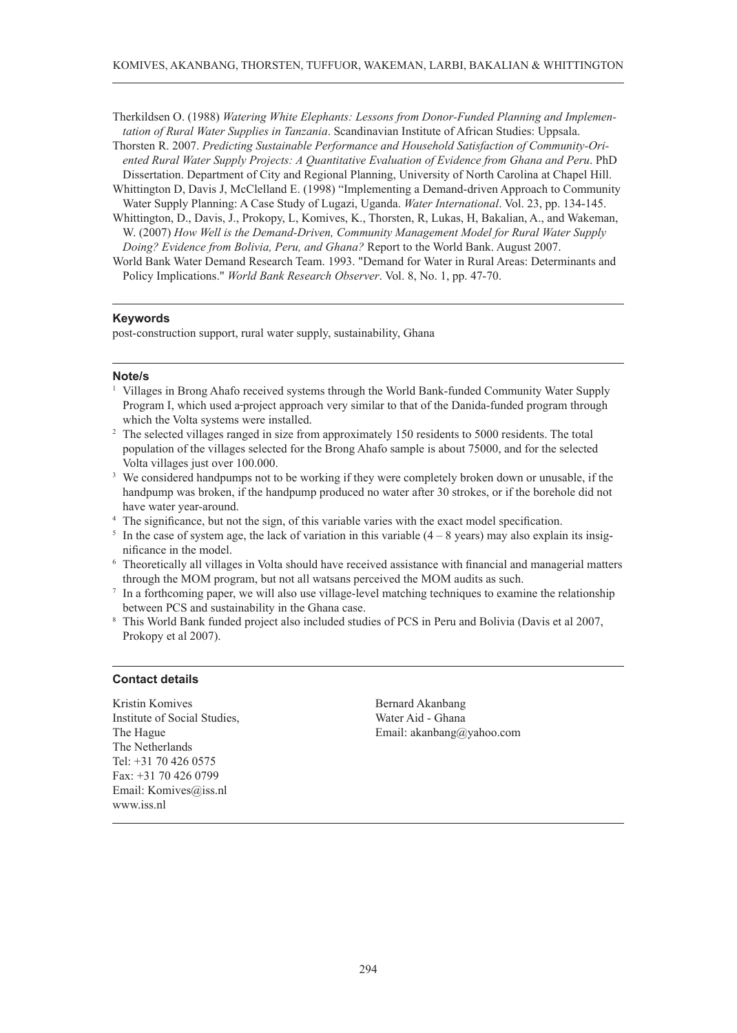Therkildsen O. (1988) *Watering White Elephants: Lessons from Donor-Funded Planning and Implementation of Rural Water Supplies in Tanzania*. Scandinavian Institute of African Studies: Uppsala.

Thorsten R. 2007. *Predicting Sustainable Performance and Household Satisfaction of Community-Oriented Rural Water Supply Projects: A Quantitative Evaluation of Evidence from Ghana and Peru*. PhD Dissertation. Department of City and Regional Planning, University of North Carolina at Chapel Hill.

Whittington D, Davis J, McClelland E. (1998) "Implementing a Demand-driven Approach to Community Water Supply Planning: A Case Study of Lugazi, Uganda. *Water International*. Vol. 23, pp. 134-145.

Whittington, D., Davis, J., Prokopy, L, Komives, K., Thorsten, R, Lukas, H, Bakalian, A., and Wakeman, W. (2007) *How Well is the Demand-Driven, Community Management Model for Rural Water Supply Doing? Evidence from Bolivia, Peru, and Ghana?* Report to the World Bank. August 2007.

World Bank Water Demand Research Team. 1993. "Demand for Water in Rural Areas: Determinants and Policy Implications." *World Bank Research Observer*. Vol. 8, No. 1, pp. 47-70.

## Keywords

post-construction support, rural water supply, sustainability, Ghana

## Note/s

[1] Villages in Brong Ahafo received systems through the World Bank-funded Community Water Supply Program I, which used a-project approach very similar to that of the Danida-funded program through which the Volta systems were installed.

[2] The selected villages ranged in size from approximately 150 residents to 5000 residents. The total population of the villages selected for the Brong Ahafo sample is about 75000, and for the selected Volta villages just over 100.000.

[3] We considered handpumps not to be working if they were completely broken down or unusable, if the handpump was broken, if the handpump produced no water after 30 strokes, or if the borehole did not have water year-around.

[4] The significance, but not the sign, of this variable varies with the exact model specification.

[5] In the case of system age, the lack of variation in this variable (4 – 8 years) may also explain its insignificance in the model.

[6] Theoretically all villages in Volta should have received assistance with financial and managerial matters through the MOM program, but not all watsans perceived the MOM audits as such.

[7] In a forthcoming paper, we will also use village-level matching techniques to examine the relationship between PCS and sustainability in the Ghana case.

[8] This World Bank funded project also included studies of PCS in Peru and Bolivia (Davis et al 2007, Prokopy et al 2007).

## Contact details

Kristin Komives
Institute of Social Studies,
The Hague
The Netherlands
Tel: +31 70 426 0575
Fax: +31 70 426 0799
Email: Komives@iss.nl
www.iss.nl

Bernard Akanbang
Water Aid - Ghana
Email: akanbang@yahoo.com